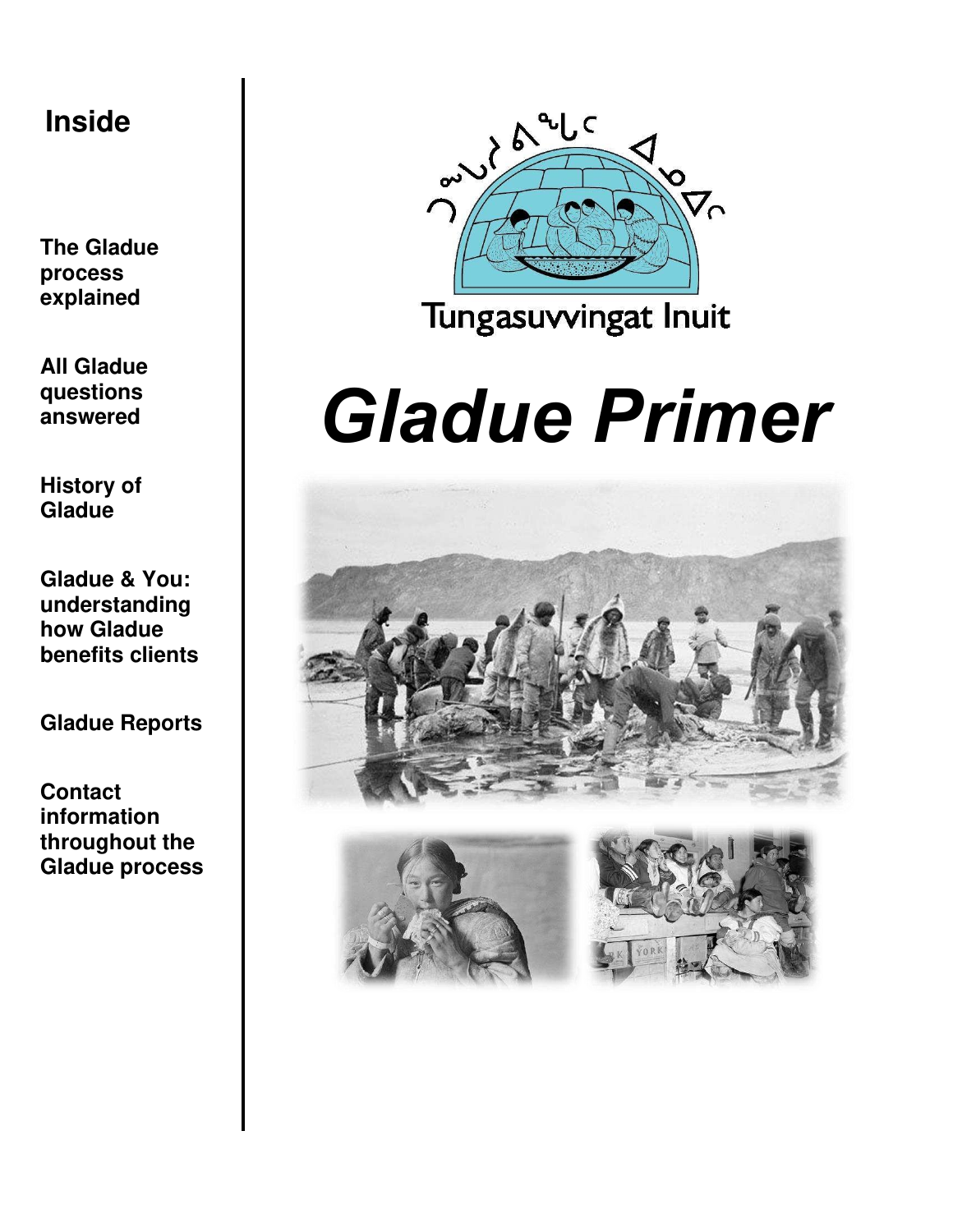**Inside**

**The Gladue process explained**

**All Gladue questions answered**

**History of Gladue**

**Gladue & You: understanding how Gladue benefits clients**

**Gladue Reports**

**Contact information throughout the Gladue process**

Tungasuvvingat Inuit

# *Gladue Primer*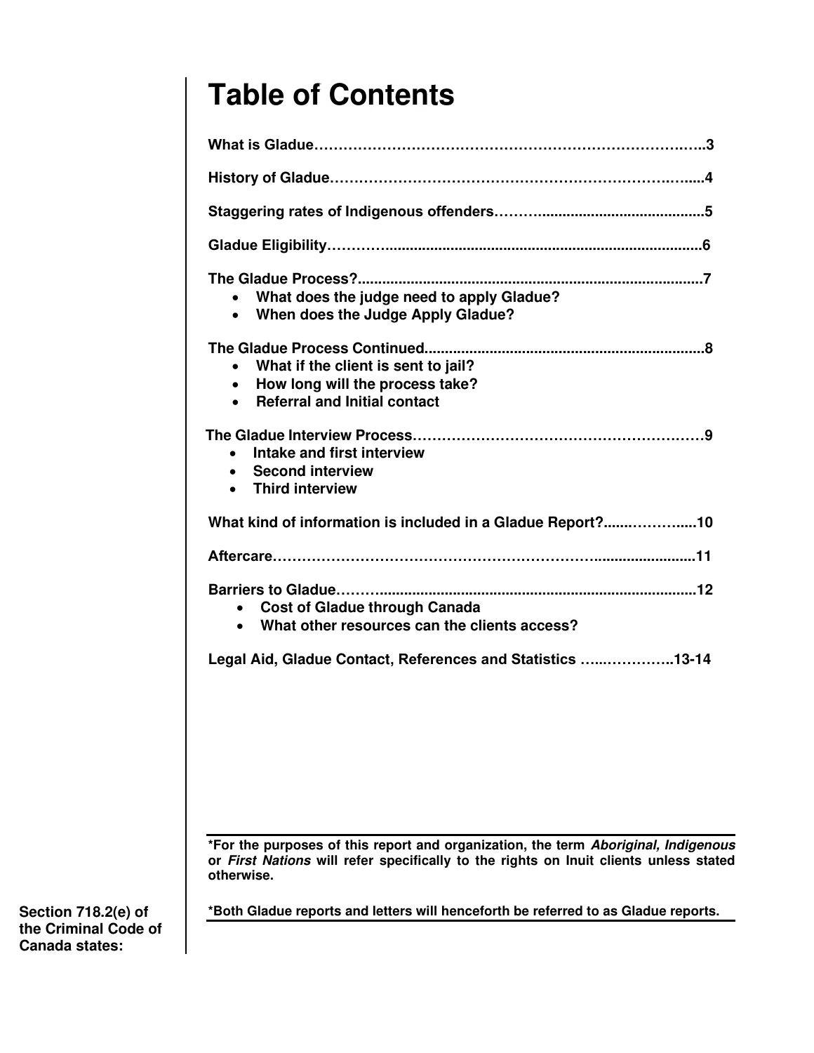# Table of Contents

**What is Gladue……………………………………………………………………..3**

**History of Gladue…………………………………………………………….…....4**

**Staggering rates of Indigenous offenders……….......................................5**

**Gladue Eligibility………...........................................................................6**

**The Gladue Process?....................................................................................7**

- **What does the judge need to apply Gladue?**
- **When does the Judge Apply Gladue?**

**The Gladue Process Continued....................................................................8**

- **What if the client is sent to jail?**
- **How long will the process take?**
- **Referral and Initial contact**

**The Gladue Interview Process…………………………………………………9**

- **Intake and first interview**
- **Second interview**
- **Third interview**

**What kind of information is included in a Gladue Report?......………....10**

**Aftercare……………………………………………………………..........................11**

**Barriers to Gladue……...............................................................................12**

- **Cost of Gladue through Canada**
- **What other resources can the clients access?**

**Legal Aid, Gladue Contact, References and Statistics …..…………..13-14**

---

***For the purposes of this report and organization, the term *Aboriginal, Indigenous* or *First Nations* will refer specifically to the rights on Inuit clients unless stated otherwise.**

***Both Gladue reports and letters will henceforth be referred to as Gladue reports.**

---

**Section 718.2(e) of the Criminal Code of Canada states:**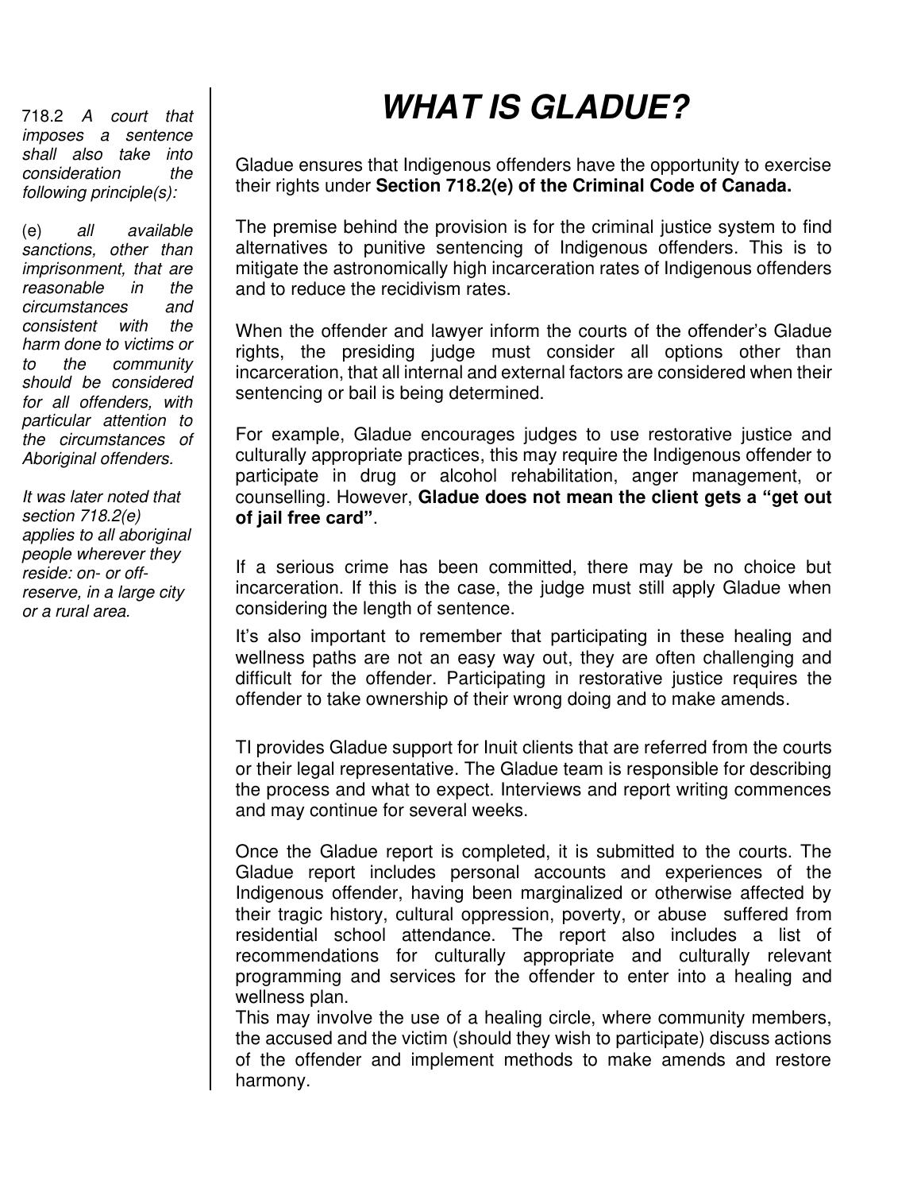718.2 *A court that imposes a sentence shall also take into consideration the following principle(s):*

(e) *all available sanctions, other than imprisonment, that are reasonable in the circumstances and consistent with the harm done to victims or to the community should be considered for all offenders, with particular attention to the circumstances of Aboriginal offenders.*

*It was later noted that section 718.2(e) applies to all aboriginal people wherever they reside: on- or off-reserve, in a large city or a rural area.*

# *WHAT IS GLADUE?*

Gladue ensures that Indigenous offenders have the opportunity to exercise their rights under **Section 718.2(e) of the Criminal Code of Canada.**

The premise behind the provision is for the criminal justice system to find alternatives to punitive sentencing of Indigenous offenders. This is to mitigate the astronomically high incarceration rates of Indigenous offenders and to reduce the recidivism rates.

When the offender and lawyer inform the courts of the offender's Gladue rights, the presiding judge must consider all options other than incarceration, that all internal and external factors are considered when their sentencing or bail is being determined.

For example, Gladue encourages judges to use restorative justice and culturally appropriate practices, this may require the Indigenous offender to participate in drug or alcohol rehabilitation, anger management, or counselling. However, **Gladue does not mean the client gets a "get out of jail free card"**.

If a serious crime has been committed, there may be no choice but incarceration. If this is the case, the judge must still apply Gladue when considering the length of sentence.

It's also important to remember that participating in these healing and wellness paths are not an easy way out, they are often challenging and difficult for the offender. Participating in restorative justice requires the offender to take ownership of their wrong doing and to make amends.

TI provides Gladue support for Inuit clients that are referred from the courts or their legal representative. The Gladue team is responsible for describing the process and what to expect. Interviews and report writing commences and may continue for several weeks.

Once the Gladue report is completed, it is submitted to the courts. The Gladue report includes personal accounts and experiences of the Indigenous offender, having been marginalized or otherwise affected by their tragic history, cultural oppression, poverty, or abuse suffered from residential school attendance. The report also includes a list of recommendations for culturally appropriate and culturally relevant programming and services for the offender to enter into a healing and wellness plan.

This may involve the use of a healing circle, where community members, the accused and the victim (should they wish to participate) discuss actions of the offender and implement methods to make amends and restore harmony.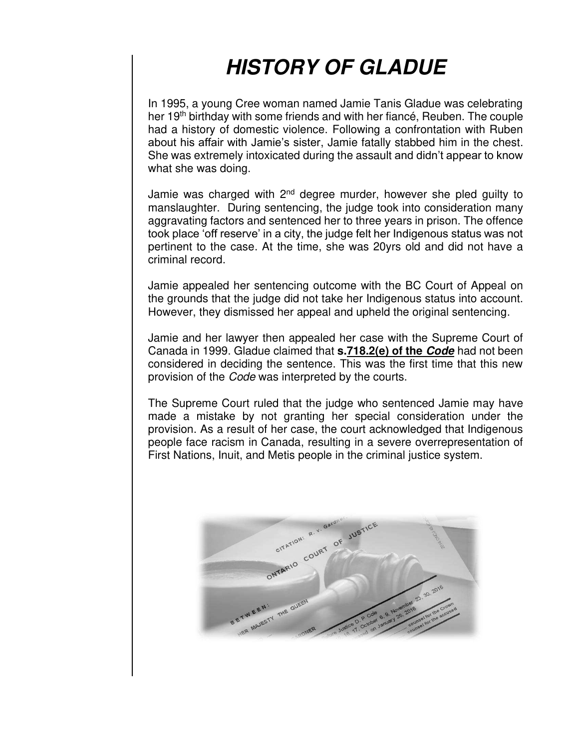# *HISTORY OF GLADUE*

In 1995, a young Cree woman named Jamie Tanis Gladue was celebrating her 19th birthday with some friends and with her fiancé, Reuben. The couple had a history of domestic violence. Following a confrontation with Ruben about his affair with Jamie's sister, Jamie fatally stabbed him in the chest. She was extremely intoxicated during the assault and didn't appear to know what she was doing.

Jamie was charged with 2nd degree murder, however she pled guilty to manslaughter. During sentencing, the judge took into consideration many aggravating factors and sentenced her to three years in prison. The offence took place 'off reserve' in a city, the judge felt her Indigenous status was not pertinent to the case. At the time, she was 20yrs old and did not have a criminal record.

Jamie appealed her sentencing outcome with the BC Court of Appeal on the grounds that the judge did not take her Indigenous status into account. However, they dismissed her appeal and upheld the original sentencing.

Jamie and her lawyer then appealed her case with the Supreme Court of Canada in 1999. Gladue claimed that **s.718.2(e) of the *Code*** had not been considered in deciding the sentence. This was the first time that this new provision of the *Code* was interpreted by the courts.

The Supreme Court ruled that the judge who sentenced Jamie may have made a mistake by not granting her special consideration under the provision. As a result of her case, the court acknowledged that Indigenous people face racism in Canada, resulting in a severe overrepresentation of First Nations, Inuit, and Metis people in the criminal justice system.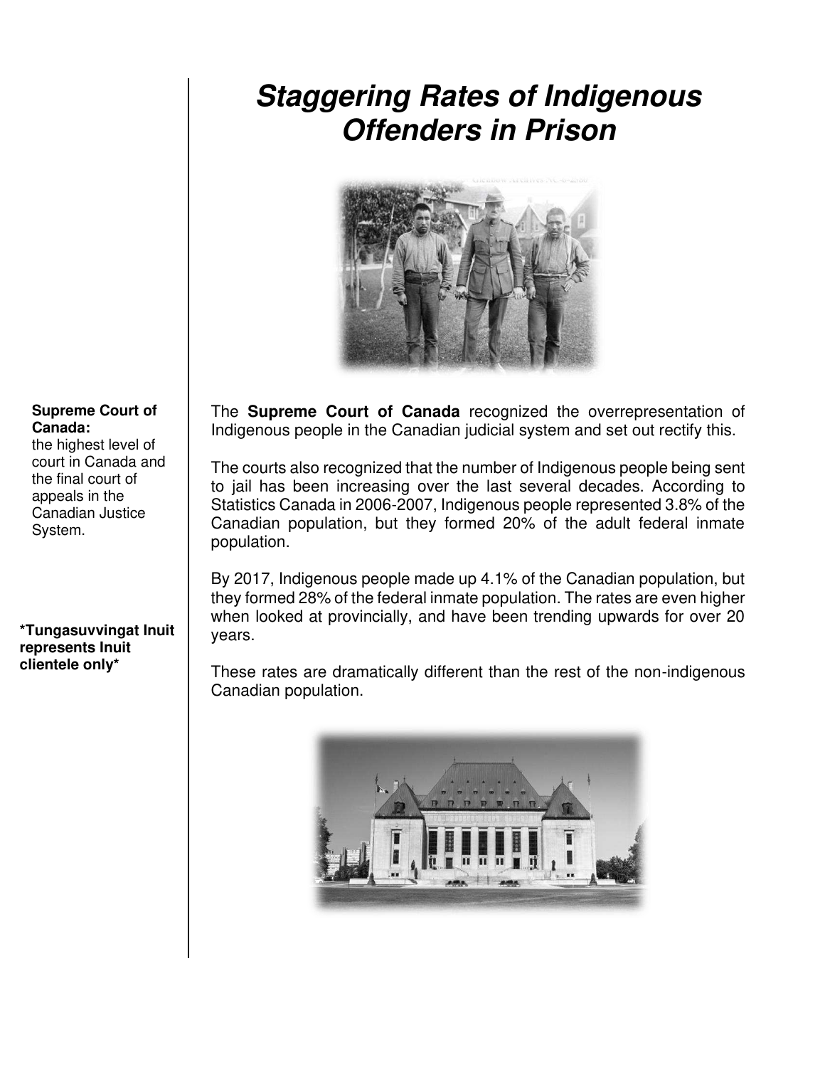# *Staggering Rates of Indigenous Offenders in Prison*

The **Supreme Court of Canada** recognized the overrepresentation of Indigenous people in the Canadian judicial system and set out rectify this.

The courts also recognized that the number of Indigenous people being sent to jail has been increasing over the last several decades. According to Statistics Canada in 2006-2007, Indigenous people represented 3.8% of the Canadian population, but they formed 20% of the adult federal inmate population.

By 2017, Indigenous people made up 4.1% of the Canadian population, but they formed 28% of the federal inmate population. The rates are even higher when looked at provincially, and have been trending upwards for over 20 years.

These rates are dramatically different than the rest of the non-indigenous Canadian population.

**Supreme Court of Canada:** the highest level of court in Canada and the final court of appeals in the Canadian Justice System.

**\*Tungasuvvingat Inuit represents Inuit clientele only\***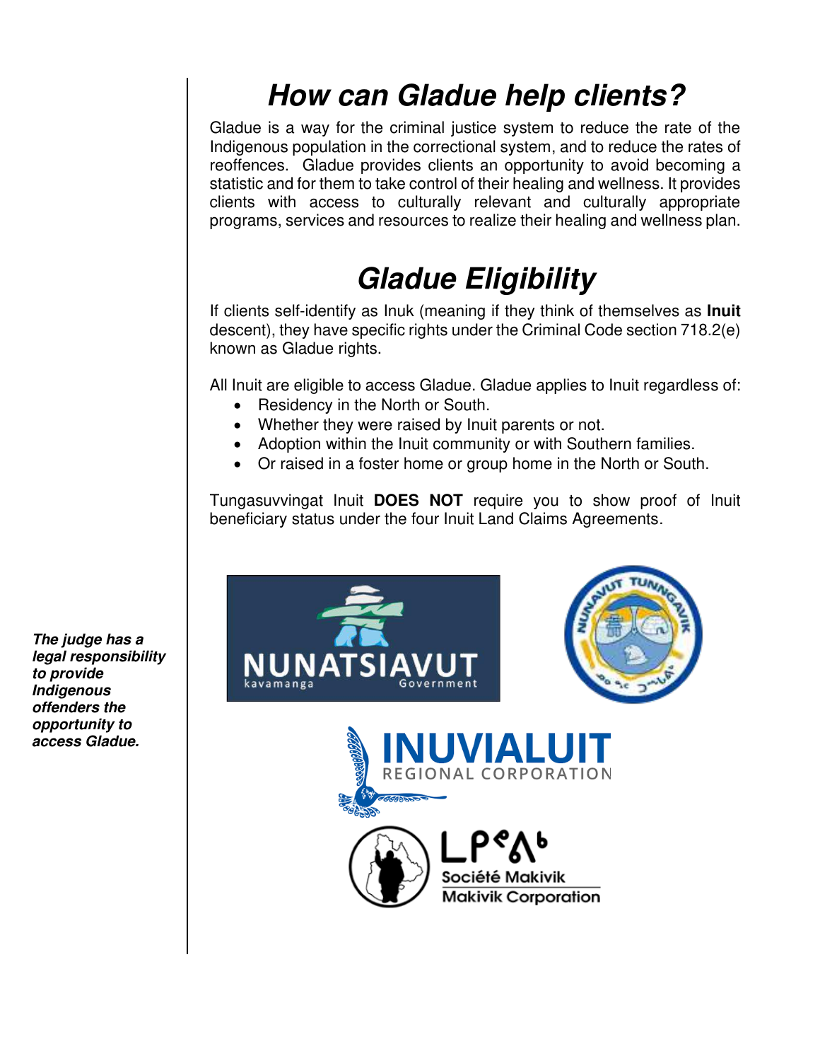# *How can Gladue help clients?*

Gladue is a way for the criminal justice system to reduce the rate of the Indigenous population in the correctional system, and to reduce the rates of reoffences. Gladue provides clients an opportunity to avoid becoming a statistic and for them to take control of their healing and wellness. It provides clients with access to culturally relevant and culturally appropriate programs, services and resources to realize their healing and wellness plan.

# *Gladue Eligibility*

If clients self-identify as Inuk (meaning if they think of themselves as **Inuit** descent), they have specific rights under the Criminal Code section 718.2(e) known as Gladue rights.

All Inuit are eligible to access Gladue. Gladue applies to Inuit regardless of:

- Residency in the North or South.
- Whether they were raised by Inuit parents or not.
- Adoption within the Inuit community or with Southern families.
- Or raised in a foster home or group home in the North or South.

Tungasuvvingat Inuit **DOES NOT** require you to show proof of Inuit beneficiary status under the four Inuit Land Claims Agreements.

***The judge has a legal responsibility to provide Indigenous offenders the opportunity to access Gladue.***

NUNATSIAVUT kavamanga Government

NUNAVUT TUNNGAVIK

INUVIALUIT REGIONAL CORPORATION

ᒪᑭᕝᕕᒃ Société Makivik Makivik Corporation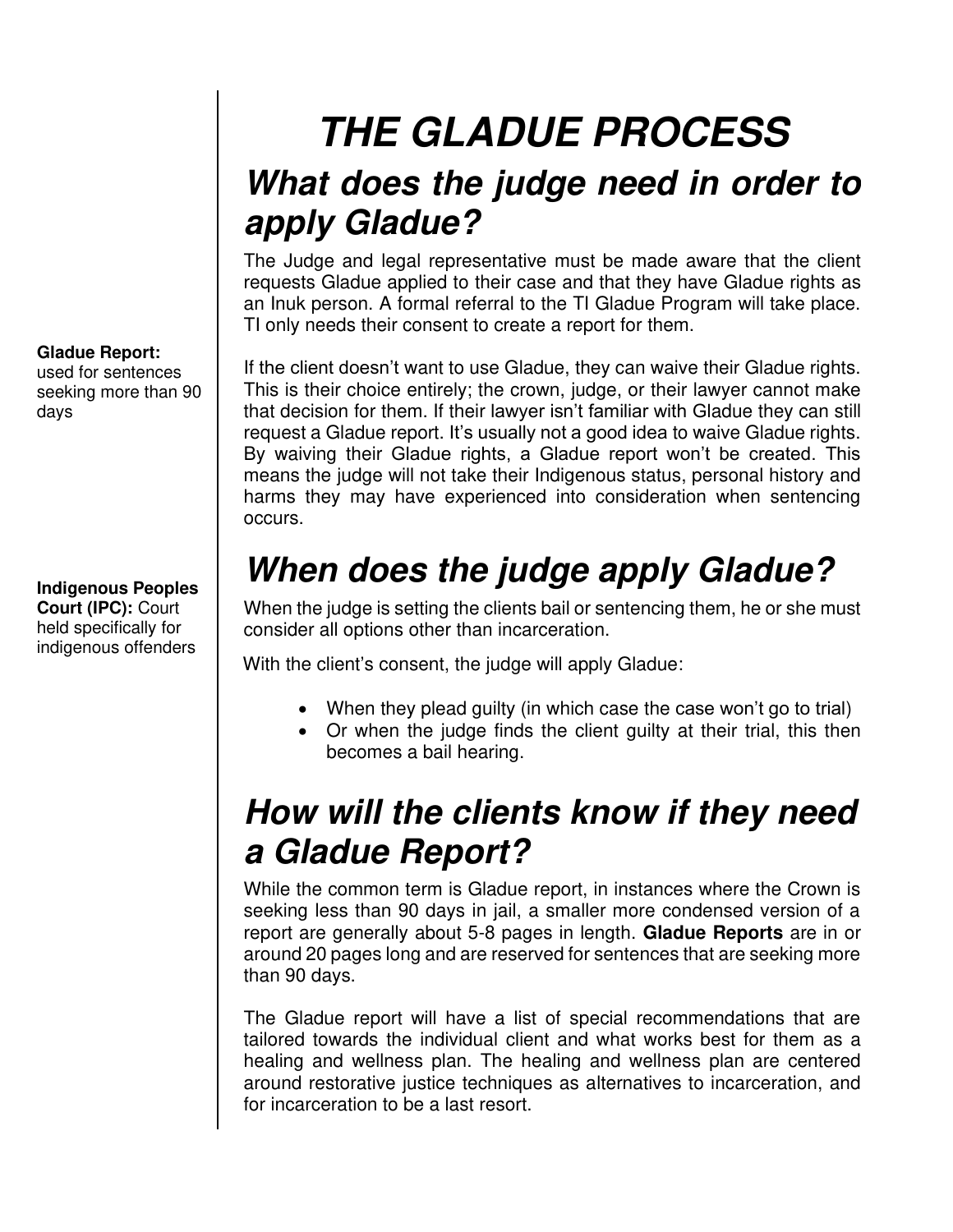# THE GLADUE PROCESS

## What does the judge need in order to apply Gladue?

The Judge and legal representative must be made aware that the client requests Gladue applied to their case and that they have Gladue rights as an Inuk person. A formal referral to the TI Gladue Program will take place. TI only needs their consent to create a report for them.

**Gladue Report:** used for sentences seeking more than 90 days

If the client doesn't want to use Gladue, they can waive their Gladue rights. This is their choice entirely; the crown, judge, or their lawyer cannot make that decision for them. If their lawyer isn't familiar with Gladue they can still request a Gladue report. It's usually not a good idea to waive Gladue rights. By waiving their Gladue rights, a Gladue report won't be created. This means the judge will not take their Indigenous status, personal history and harms they may have experienced into consideration when sentencing occurs.

## When does the judge apply Gladue?

**Indigenous Peoples Court (IPC):** Court held specifically for indigenous offenders

When the judge is setting the clients bail or sentencing them, he or she must consider all options other than incarceration.

With the client's consent, the judge will apply Gladue:

- When they plead guilty (in which case the case won't go to trial)
- Or when the judge finds the client guilty at their trial, this then becomes a bail hearing.

## How will the clients know if they need a Gladue Report?

While the common term is Gladue report, in instances where the Crown is seeking less than 90 days in jail, a smaller more condensed version of a report are generally about 5-8 pages in length. **Gladue Reports** are in or around 20 pages long and are reserved for sentences that are seeking more than 90 days.

The Gladue report will have a list of special recommendations that are tailored towards the individual client and what works best for them as a healing and wellness plan. The healing and wellness plan are centered around restorative justice techniques as alternatives to incarceration, and for incarceration to be a last resort.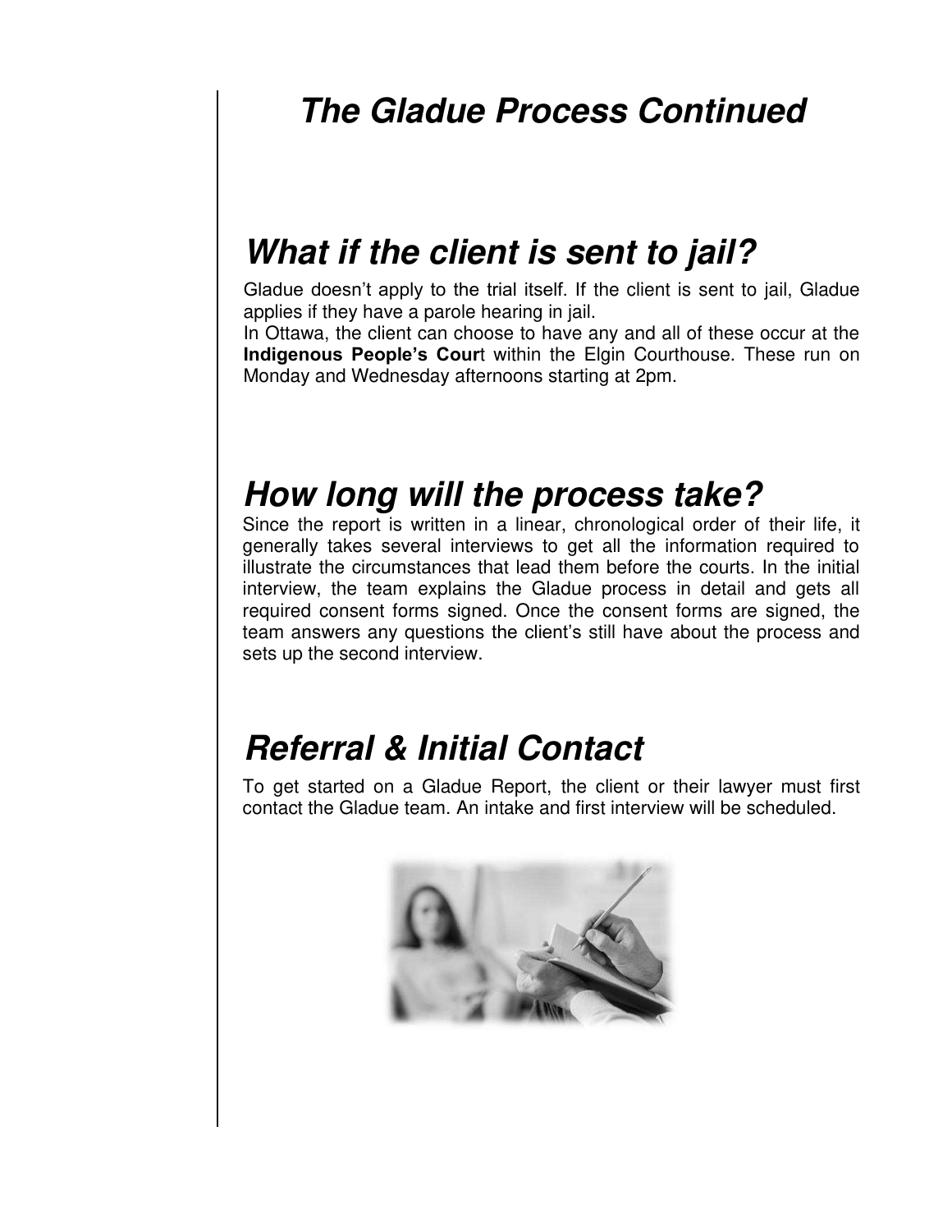# *The Gladue Process Continued*

## *What if the client is sent to jail?*

Gladue doesn't apply to the trial itself. If the client is sent to jail, Gladue applies if they have a parole hearing in jail.

In Ottawa, the client can choose to have any and all of these occur at the **Indigenous People's Cour**t within the Elgin Courthouse. These run on Monday and Wednesday afternoons starting at 2pm.

## *How long will the process take?*

Since the report is written in a linear, chronological order of their life, it generally takes several interviews to get all the information required to illustrate the circumstances that lead them before the courts. In the initial interview, the team explains the Gladue process in detail and gets all required consent forms signed. Once the consent forms are signed, the team answers any questions the client's still have about the process and sets up the second interview.

## *Referral & Initial Contact*

To get started on a Gladue Report, the client or their lawyer must first contact the Gladue team. An intake and first interview will be scheduled.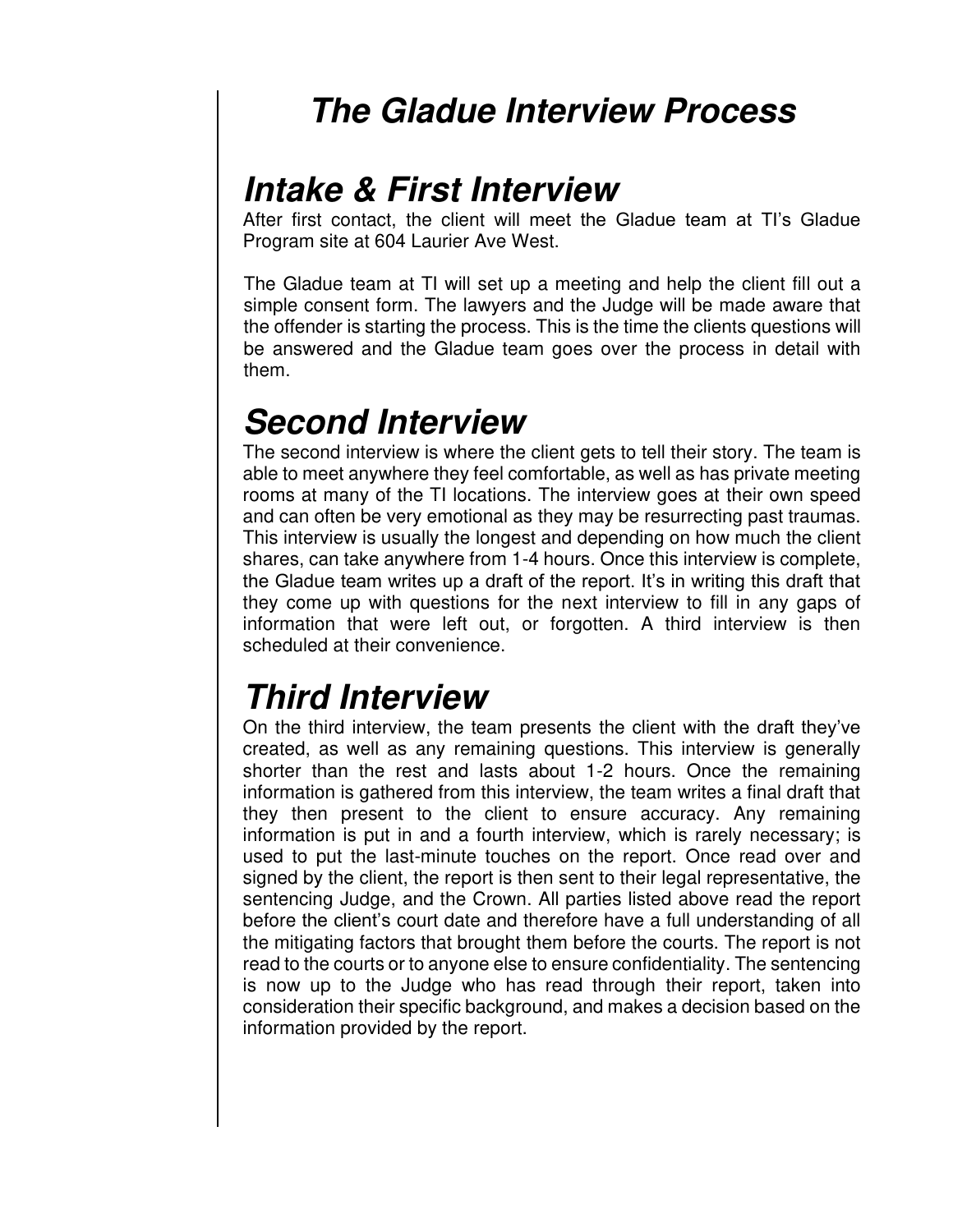# *The Gladue Interview Process*

## *Intake & First Interview*

After first contact, the client will meet the Gladue team at TI's Gladue Program site at 604 Laurier Ave West.

The Gladue team at TI will set up a meeting and help the client fill out a simple consent form. The lawyers and the Judge will be made aware that the offender is starting the process. This is the time the clients questions will be answered and the Gladue team goes over the process in detail with them.

## *Second Interview*

The second interview is where the client gets to tell their story. The team is able to meet anywhere they feel comfortable, as well as has private meeting rooms at many of the TI locations. The interview goes at their own speed and can often be very emotional as they may be resurrecting past traumas. This interview is usually the longest and depending on how much the client shares, can take anywhere from 1-4 hours. Once this interview is complete, the Gladue team writes up a draft of the report. It's in writing this draft that they come up with questions for the next interview to fill in any gaps of information that were left out, or forgotten. A third interview is then scheduled at their convenience.

## *Third Interview*

On the third interview, the team presents the client with the draft they've created, as well as any remaining questions. This interview is generally shorter than the rest and lasts about 1-2 hours. Once the remaining information is gathered from this interview, the team writes a final draft that they then present to the client to ensure accuracy. Any remaining information is put in and a fourth interview, which is rarely necessary; is used to put the last-minute touches on the report. Once read over and signed by the client, the report is then sent to their legal representative, the sentencing Judge, and the Crown. All parties listed above read the report before the client's court date and therefore have a full understanding of all the mitigating factors that brought them before the courts. The report is not read to the courts or to anyone else to ensure confidentiality. The sentencing is now up to the Judge who has read through their report, taken into consideration their specific background, and makes a decision based on the information provided by the report.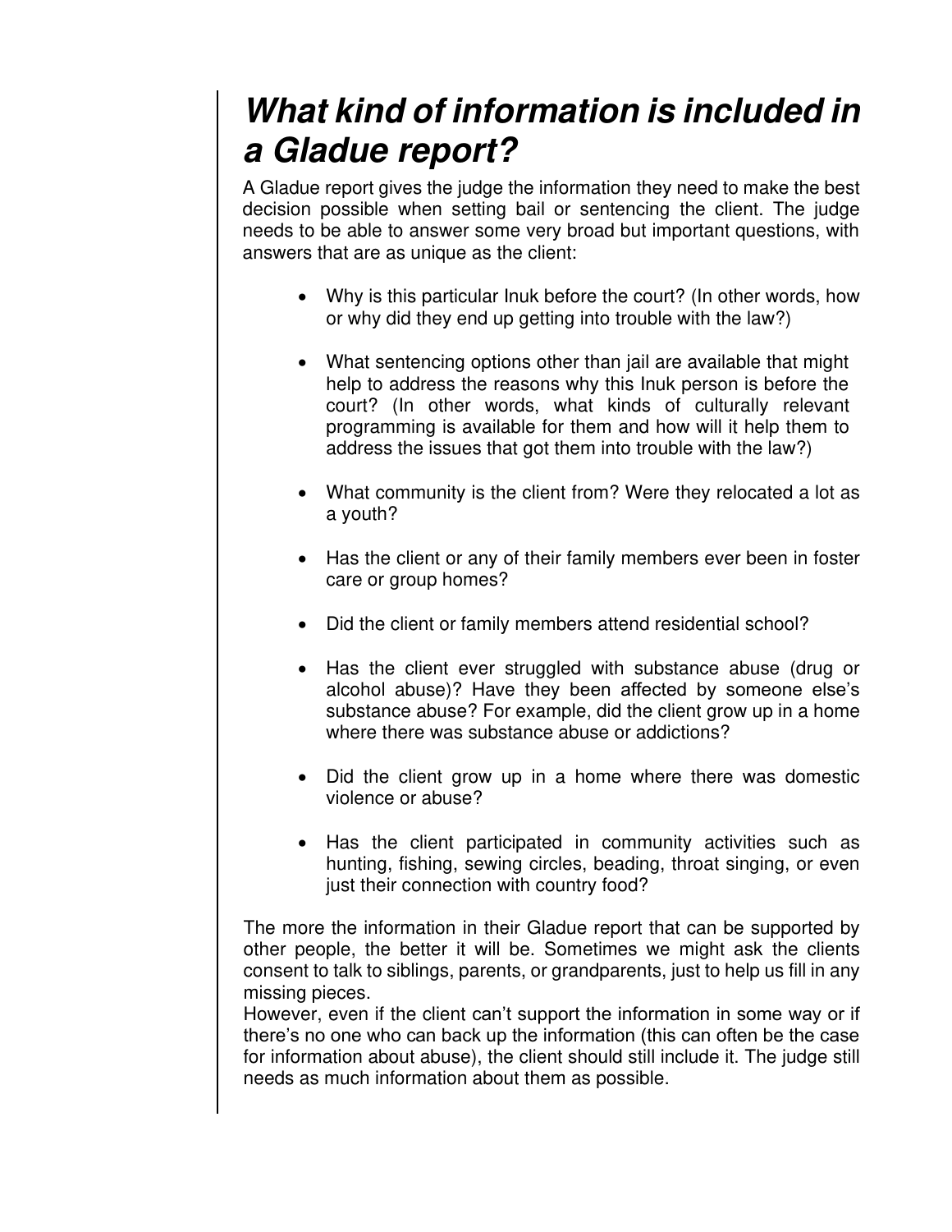# *What kind of information is included in a Gladue report?*

A Gladue report gives the judge the information they need to make the best decision possible when setting bail or sentencing the client. The judge needs to be able to answer some very broad but important questions, with answers that are as unique as the client:

- Why is this particular Inuk before the court? (In other words, how or why did they end up getting into trouble with the law?)
- What sentencing options other than jail are available that might help to address the reasons why this Inuk person is before the court? (In other words, what kinds of culturally relevant programming is available for them and how will it help them to address the issues that got them into trouble with the law?)
- What community is the client from? Were they relocated a lot as a youth?
- Has the client or any of their family members ever been in foster care or group homes?
- Did the client or family members attend residential school?
- Has the client ever struggled with substance abuse (drug or alcohol abuse)? Have they been affected by someone else's substance abuse? For example, did the client grow up in a home where there was substance abuse or addictions?
- Did the client grow up in a home where there was domestic violence or abuse?
- Has the client participated in community activities such as hunting, fishing, sewing circles, beading, throat singing, or even just their connection with country food?

The more the information in their Gladue report that can be supported by other people, the better it will be. Sometimes we might ask the clients consent to talk to siblings, parents, or grandparents, just to help us fill in any missing pieces.

However, even if the client can't support the information in some way or if there's no one who can back up the information (this can often be the case for information about abuse), the client should still include it. The judge still needs as much information about them as possible.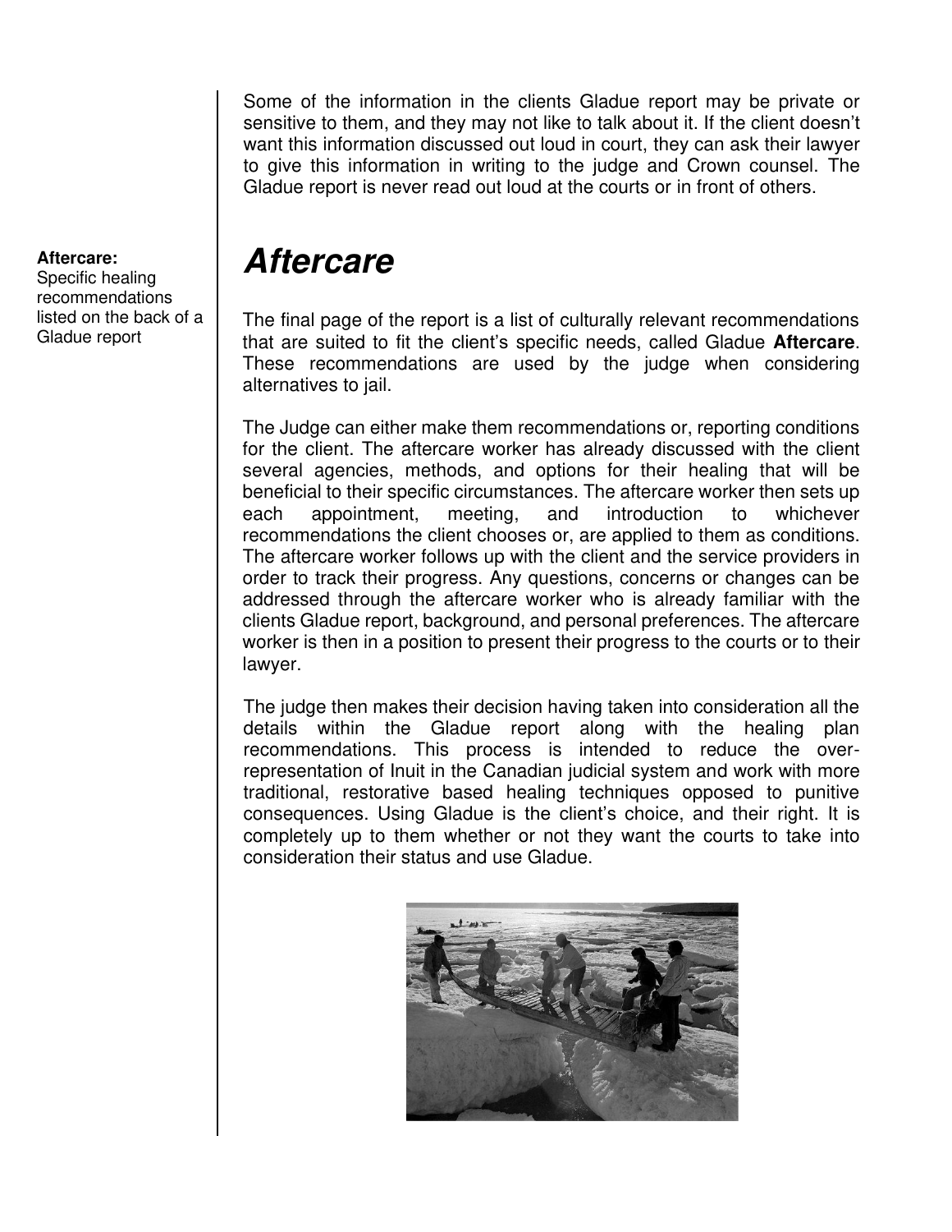Some of the information in the clients Gladue report may be private or sensitive to them, and they may not like to talk about it. If the client doesn't want this information discussed out loud in court, they can ask their lawyer to give this information in writing to the judge and Crown counsel. The Gladue report is never read out loud at the courts or in front of others.

**Aftercare:**
Specific healing recommendations listed on the back of a Gladue report

# *Aftercare*

The final page of the report is a list of culturally relevant recommendations that are suited to fit the client's specific needs, called Gladue **Aftercare**. These recommendations are used by the judge when considering alternatives to jail.

The Judge can either make them recommendations or, reporting conditions for the client. The aftercare worker has already discussed with the client several agencies, methods, and options for their healing that will be beneficial to their specific circumstances. The aftercare worker then sets up each appointment, meeting, and introduction to whichever recommendations the client chooses or, are applied to them as conditions. The aftercare worker follows up with the client and the service providers in order to track their progress. Any questions, concerns or changes can be addressed through the aftercare worker who is already familiar with the clients Gladue report, background, and personal preferences. The aftercare worker is then in a position to present their progress to the courts or to their lawyer.

The judge then makes their decision having taken into consideration all the details within the Gladue report along with the healing plan recommendations. This process is intended to reduce the over-representation of Inuit in the Canadian judicial system and work with more traditional, restorative based healing techniques opposed to punitive consequences. Using Gladue is the client's choice, and their right. It is completely up to them whether or not they want the courts to take into consideration their status and use Gladue.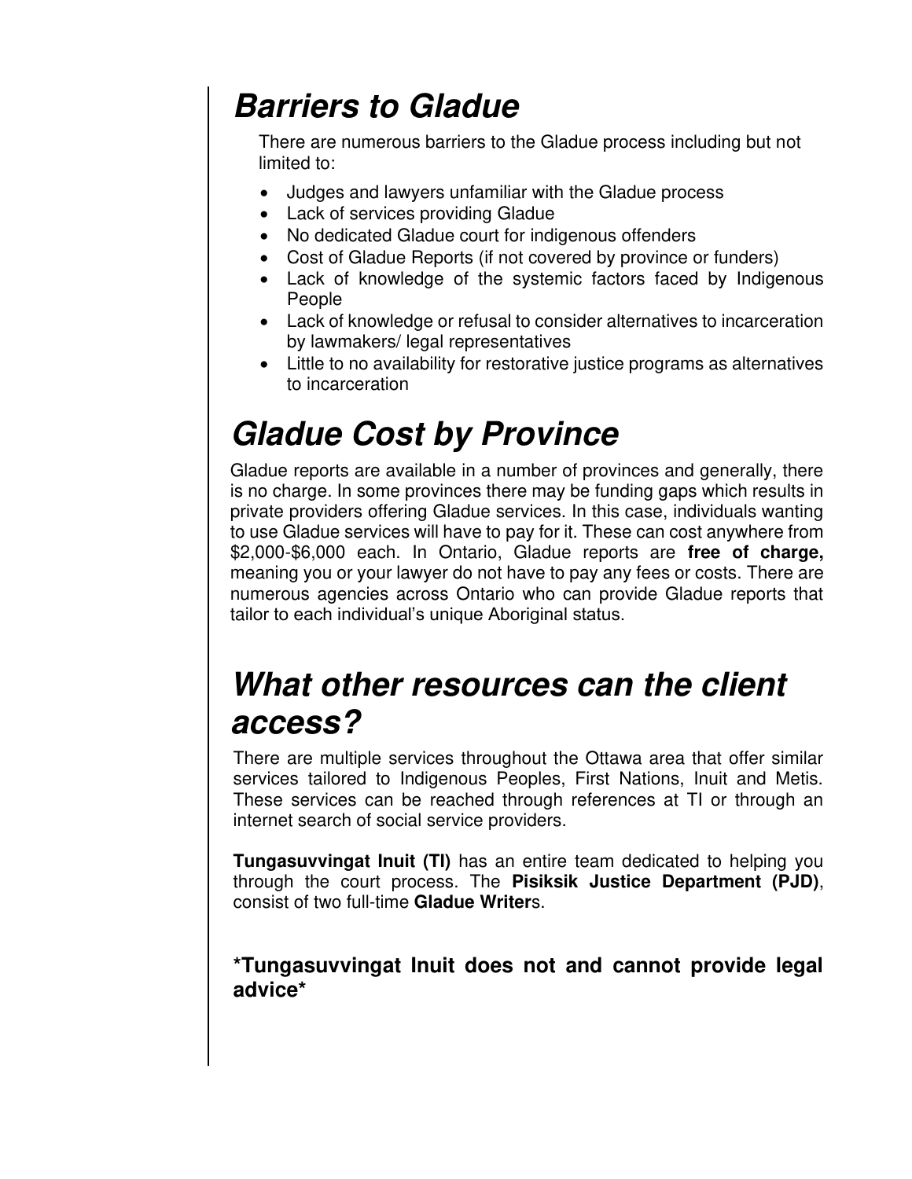## *Barriers to Gladue*

There are numerous barriers to the Gladue process including but not limited to:

- Judges and lawyers unfamiliar with the Gladue process
- Lack of services providing Gladue
- No dedicated Gladue court for indigenous offenders
- Cost of Gladue Reports (if not covered by province or funders)
- Lack of knowledge of the systemic factors faced by Indigenous People
- Lack of knowledge or refusal to consider alternatives to incarceration by lawmakers/ legal representatives
- Little to no availability for restorative justice programs as alternatives to incarceration

## *Gladue Cost by Province*

Gladue reports are available in a number of provinces and generally, there is no charge. In some provinces there may be funding gaps which results in private providers offering Gladue services. In this case, individuals wanting to use Gladue services will have to pay for it. These can cost anywhere from $2,000-$6,000 each. In Ontario, Gladue reports are **free of charge,** meaning you or your lawyer do not have to pay any fees or costs. There are numerous agencies across Ontario who can provide Gladue reports that tailor to each individual's unique Aboriginal status.

## *What other resources can the client access?*

There are multiple services throughout the Ottawa area that offer similar services tailored to Indigenous Peoples, First Nations, Inuit and Metis. These services can be reached through references at TI or through an internet search of social service providers.

**Tungasuvvingat Inuit (TI)** has an entire team dedicated to helping you through the court process. The **Pisiksik Justice Department (PJD)**, consist of two full-time **Gladue Writer**s.

**\*Tungasuvvingat Inuit does not and cannot provide legal advice\***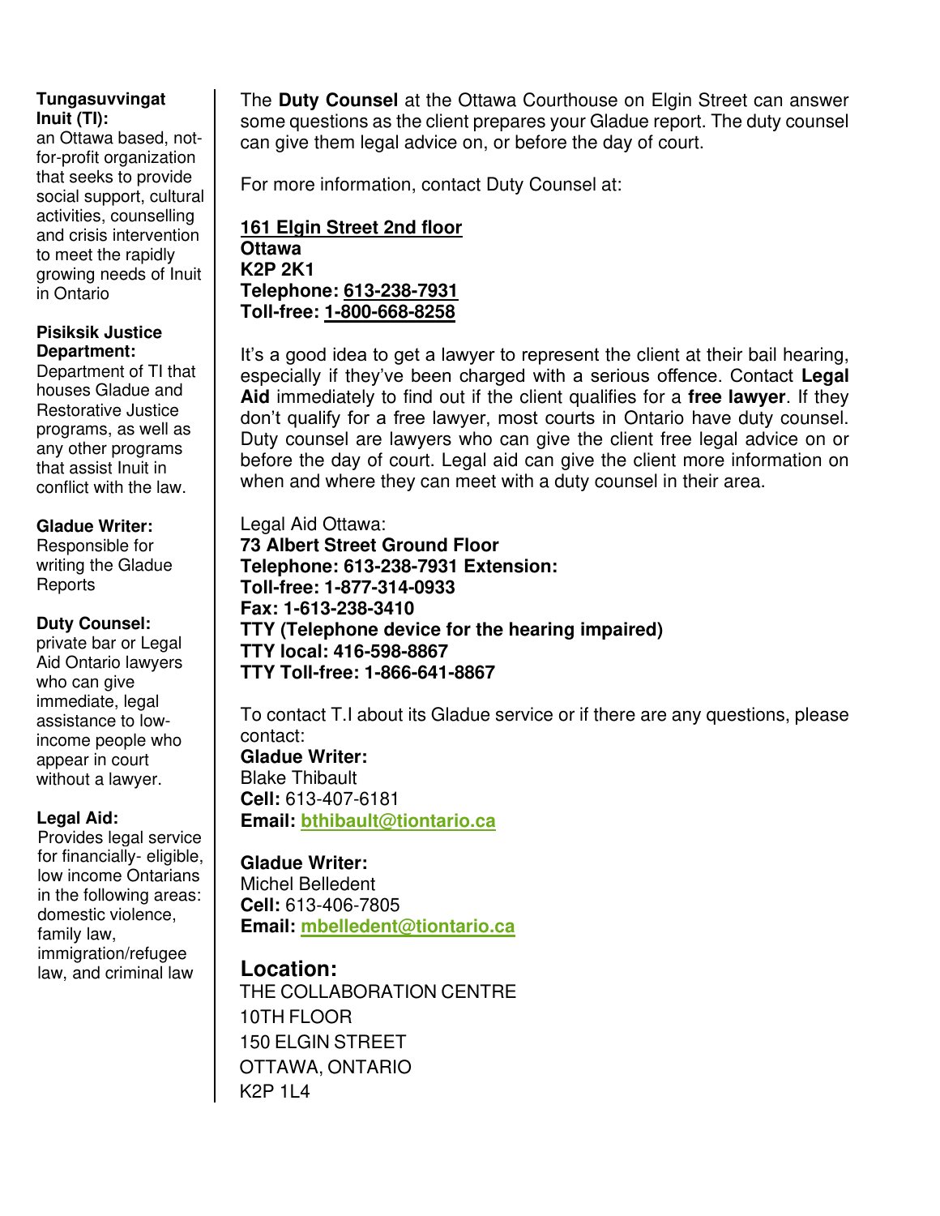**Tungasuvvingat Inuit (TI):**
an Ottawa based, not-for-profit organization that seeks to provide social support, cultural activities, counselling and crisis intervention to meet the rapidly growing needs of Inuit in Ontario

**Pisiksik Justice Department:**
Department of TI that houses Gladue and Restorative Justice programs, as well as any other programs that assist Inuit in conflict with the law.

**Gladue Writer:**
Responsible for writing the Gladue Reports

**Duty Counsel:**
private bar or Legal Aid Ontario lawyers who can give immediate, legal assistance to low-income people who appear in court without a lawyer.

**Legal Aid:**
Provides legal service for financially- eligible, low income Ontarians in the following areas: domestic violence, family law, immigration/refugee law, and criminal law

The **Duty Counsel** at the Ottawa Courthouse on Elgin Street can answer some questions as the client prepares your Gladue report. The duty counsel can give them legal advice on, or before the day of court.

For more information, contact Duty Counsel at:

**161 Elgin Street 2nd floor**
**Ottawa**
**K2P 2K1**
**Telephone: 613-238-7931**
**Toll-free: 1-800-668-8258**

It's a good idea to get a lawyer to represent the client at their bail hearing, especially if they've been charged with a serious offence. Contact **Legal Aid** immediately to find out if the client qualifies for a **free lawyer**. If they don't qualify for a free lawyer, most courts in Ontario have duty counsel. Duty counsel are lawyers who can give the client free legal advice on or before the day of court. Legal aid can give the client more information on when and where they can meet with a duty counsel in their area.

Legal Aid Ottawa:
**73 Albert Street Ground Floor**
**Telephone: 613-238-7931 Extension:**
**Toll-free: 1-877-314-0933**
**Fax: 1-613-238-3410**
**TTY (Telephone device for the hearing impaired)**
**TTY local: 416-598-8867**
**TTY Toll-free: 1-866-641-8867**

To contact T.I about its Gladue service or if there are any questions, please contact:
**Gladue Writer:**
Blake Thibault
**Cell:** 613-407-6181
**Email:** **bthibault@tiontario.ca**

**Gladue Writer:**
Michel Belledent
**Cell:** 613-406-7805
**Email:** **mbelledent@tiontario.ca**

## Location:

THE COLLABORATION CENTRE
10TH FLOOR
150 ELGIN STREET
OTTAWA, ONTARIO
K2P 1L4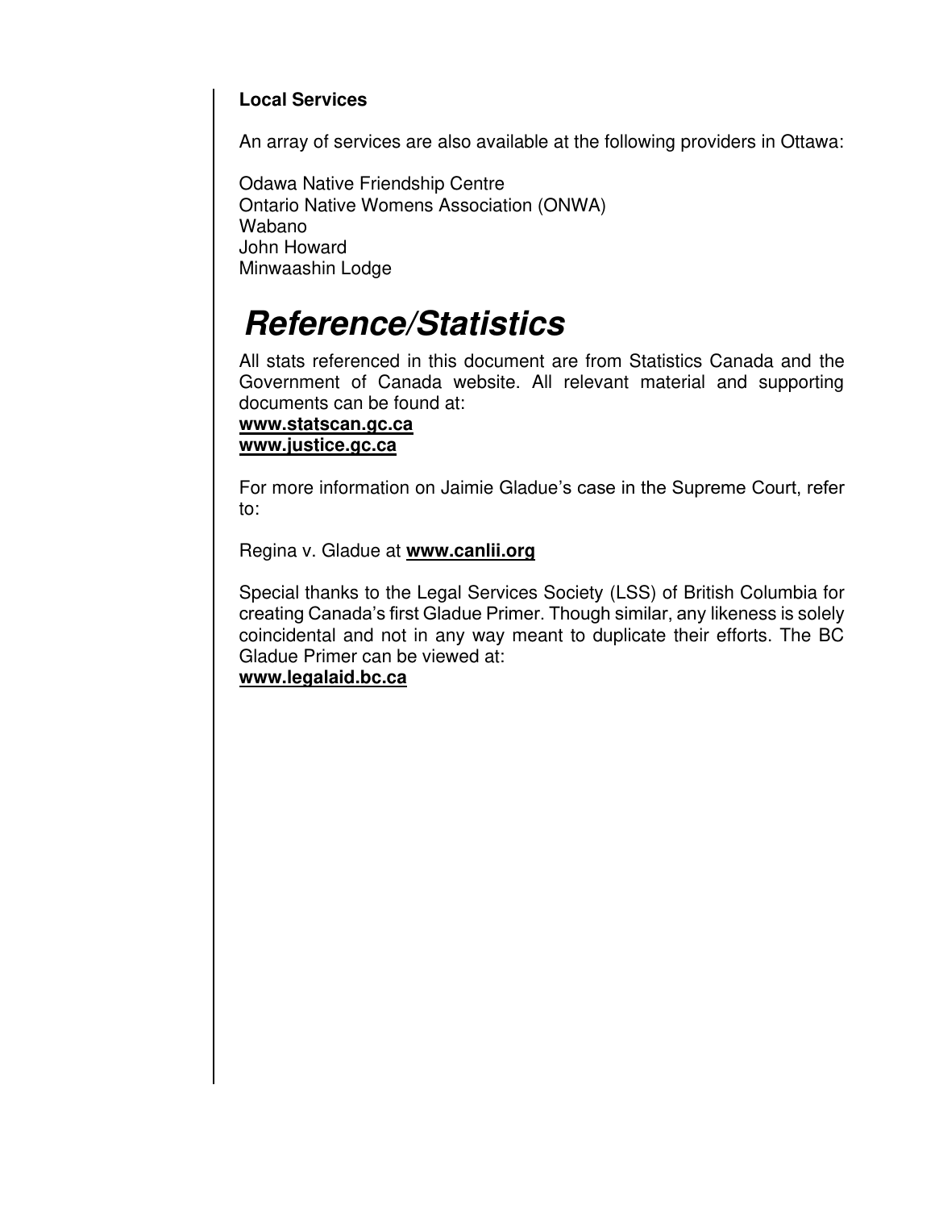**Local Services**

An array of services are also available at the following providers in Ottawa:

Odawa Native Friendship Centre
Ontario Native Womens Association (ONWA)
Wabano
John Howard
Minwaashin Lodge

# ***Reference/Statistics***

All stats referenced in this document are from Statistics Canada and the Government of Canada website. All relevant material and supporting documents can be found at:
**www.statscan.gc.ca**
**www.justice.gc.ca**

For more information on Jaimie Gladue's case in the Supreme Court, refer to:

Regina v. Gladue at **www.canlii.org**

Special thanks to the Legal Services Society (LSS) of British Columbia for creating Canada's first Gladue Primer. Though similar, any likeness is solely coincidental and not in any way meant to duplicate their efforts. The BC Gladue Primer can be viewed at:
**www.legalaid.bc.ca**